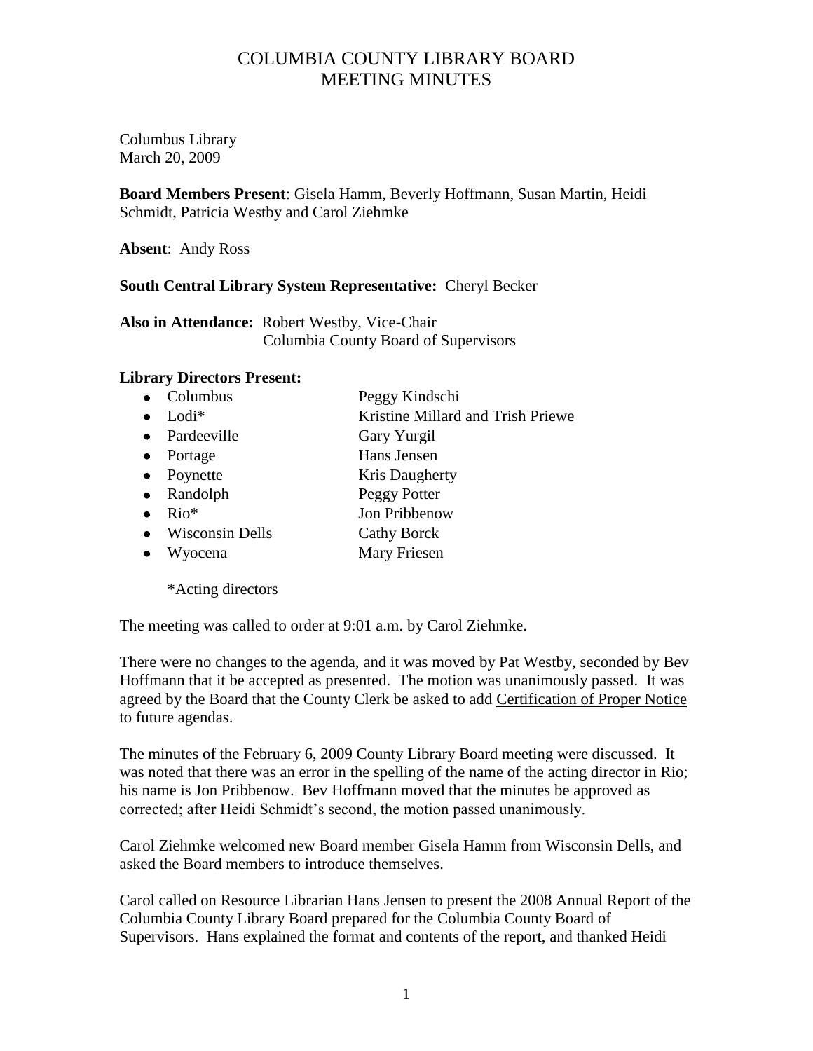# COLUMBIA COUNTY LIBRARY BOARD
# MEETING MINUTES

Columbus Library
March 20, 2009

**Board Members Present**: Gisela Hamm, Beverly Hoffmann, Susan Martin, Heidi Schmidt, Patricia Westby and Carol Ziehmke

**Absent**: Andy Ross

**South Central Library System Representative:** Cheryl Becker

**Also in Attendance:** Robert Westby, Vice-Chair
Columbia County Board of Supervisors

**Library Directors Present:**

- Columbus — Peggy Kindschi
- Lodi* — Kristine Millard and Trish Priewe
- Pardeeville — Gary Yurgil
- Portage — Hans Jensen
- Poynette — Kris Daugherty
- Randolph — Peggy Potter
- Rio* — Jon Pribbenow
- Wisconsin Dells — Cathy Borck
- Wyocena — Mary Friesen

*Acting directors

The meeting was called to order at 9:01 a.m. by Carol Ziehmke.

There were no changes to the agenda, and it was moved by Pat Westby, seconded by Bev Hoffmann that it be accepted as presented. The motion was unanimously passed. It was agreed by the Board that the County Clerk be asked to add Certification of Proper Notice to future agendas.

The minutes of the February 6, 2009 County Library Board meeting were discussed. It was noted that there was an error in the spelling of the name of the acting director in Rio; his name is Jon Pribbenow. Bev Hoffmann moved that the minutes be approved as corrected; after Heidi Schmidt's second, the motion passed unanimously.

Carol Ziehmke welcomed new Board member Gisela Hamm from Wisconsin Dells, and asked the Board members to introduce themselves.

Carol called on Resource Librarian Hans Jensen to present the 2008 Annual Report of the Columbia County Library Board prepared for the Columbia County Board of Supervisors. Hans explained the format and contents of the report, and thanked Heidi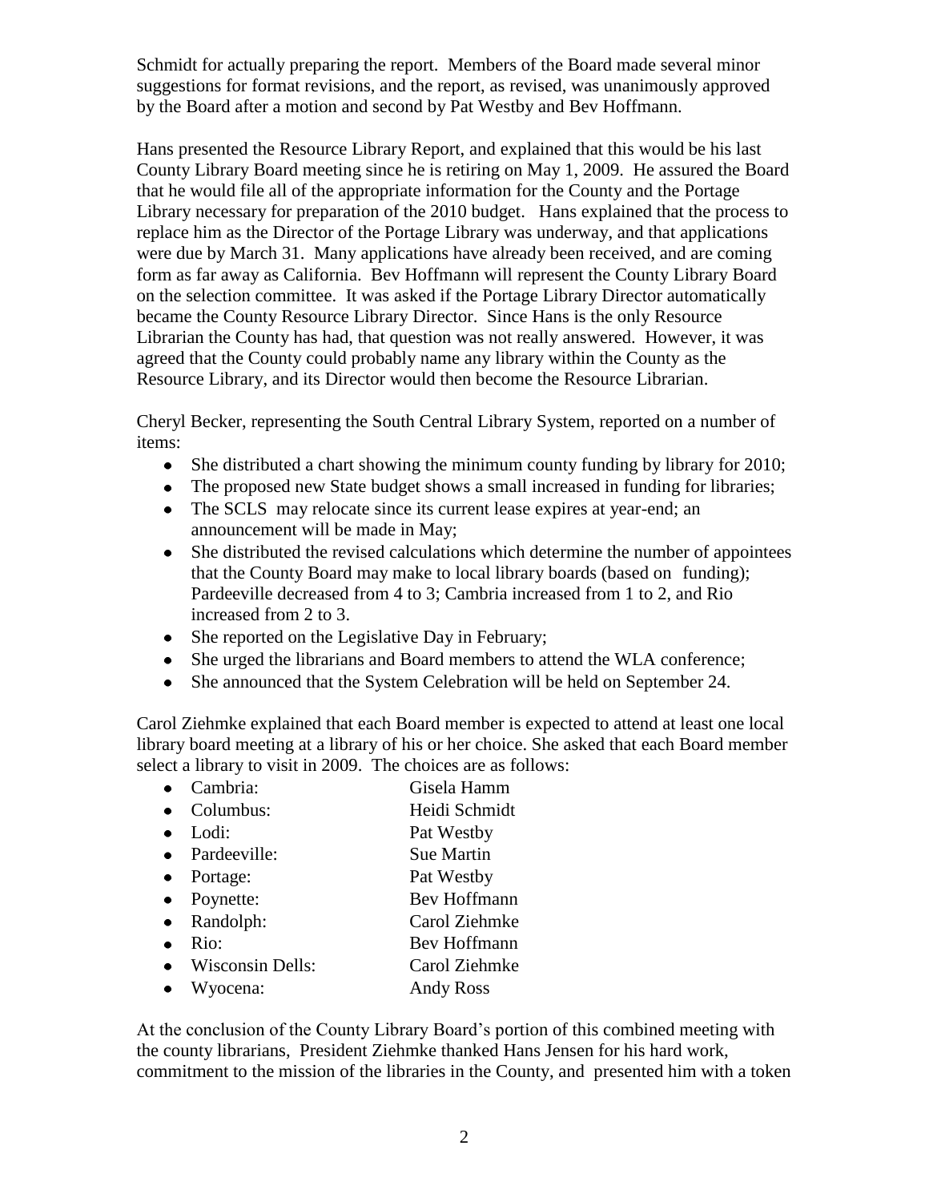Schmidt for actually preparing the report. Members of the Board made several minor suggestions for format revisions, and the report, as revised, was unanimously approved by the Board after a motion and second by Pat Westby and Bev Hoffmann.

Hans presented the Resource Library Report, and explained that this would be his last County Library Board meeting since he is retiring on May 1, 2009. He assured the Board that he would file all of the appropriate information for the County and the Portage Library necessary for preparation of the 2010 budget. Hans explained that the process to replace him as the Director of the Portage Library was underway, and that applications were due by March 31. Many applications have already been received, and are coming form as far away as California. Bev Hoffmann will represent the County Library Board on the selection committee. It was asked if the Portage Library Director automatically became the County Resource Library Director. Since Hans is the only Resource Librarian the County has had, that question was not really answered. However, it was agreed that the County could probably name any library within the County as the Resource Library, and its Director would then become the Resource Librarian.

Cheryl Becker, representing the South Central Library System, reported on a number of items:

- She distributed a chart showing the minimum county funding by library for 2010;
- The proposed new State budget shows a small increased in funding for libraries;
- The SCLS may relocate since its current lease expires at year-end; an announcement will be made in May;
- She distributed the revised calculations which determine the number of appointees that the County Board may make to local library boards (based on funding); Pardeeville decreased from 4 to 3; Cambria increased from 1 to 2, and Rio increased from 2 to 3.
- She reported on the Legislative Day in February;
- She urged the librarians and Board members to attend the WLA conference;
- She announced that the System Celebration will be held on September 24.

Carol Ziehmke explained that each Board member is expected to attend at least one local library board meeting at a library of his or her choice. She asked that each Board member select a library to visit in 2009. The choices are as follows:

- Cambria: Gisela Hamm
- Columbus: Heidi Schmidt
- Lodi: Pat Westby
- Pardeeville: Sue Martin
- Portage: Pat Westby
- Poynette: Bev Hoffmann
- Randolph: Carol Ziehmke
- Rio: Bev Hoffmann
- Wisconsin Dells: Carol Ziehmke
- Wyocena: Andy Ross

At the conclusion of the County Library Board's portion of this combined meeting with the county librarians, President Ziehmke thanked Hans Jensen for his hard work, commitment to the mission of the libraries in the County, and presented him with a token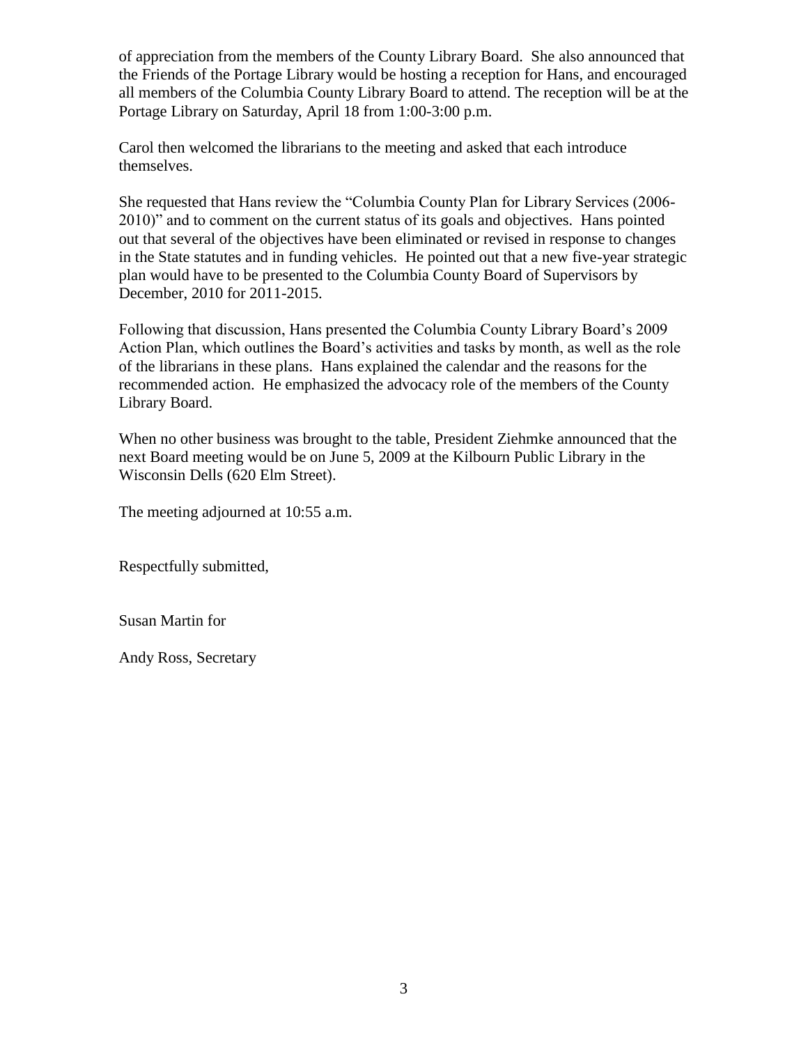of appreciation from the members of the County Library Board. She also announced that the Friends of the Portage Library would be hosting a reception for Hans, and encouraged all members of the Columbia County Library Board to attend. The reception will be at the Portage Library on Saturday, April 18 from 1:00-3:00 p.m.

Carol then welcomed the librarians to the meeting and asked that each introduce themselves.

She requested that Hans review the "Columbia County Plan for Library Services (2006-2010)" and to comment on the current status of its goals and objectives. Hans pointed out that several of the objectives have been eliminated or revised in response to changes in the State statutes and in funding vehicles. He pointed out that a new five-year strategic plan would have to be presented to the Columbia County Board of Supervisors by December, 2010 for 2011-2015.

Following that discussion, Hans presented the Columbia County Library Board's 2009 Action Plan, which outlines the Board's activities and tasks by month, as well as the role of the librarians in these plans. Hans explained the calendar and the reasons for the recommended action. He emphasized the advocacy role of the members of the County Library Board.

When no other business was brought to the table, President Ziehmke announced that the next Board meeting would be on June 5, 2009 at the Kilbourn Public Library in the Wisconsin Dells (620 Elm Street).

The meeting adjourned at 10:55 a.m.

Respectfully submitted,

Susan Martin for

Andy Ross, Secretary